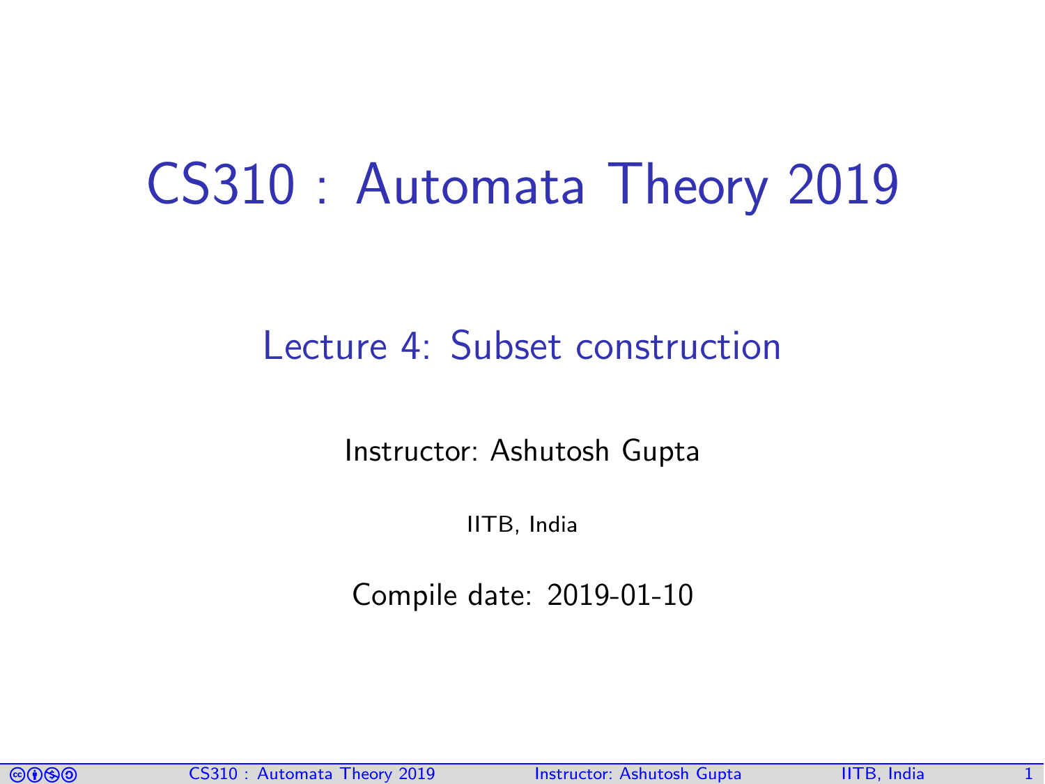# CS310 : Automata Theory 2019

## Lecture 4: Subset construction

Instructor: Ashutosh Gupta

IITB, India

Compile date: 2019-01-10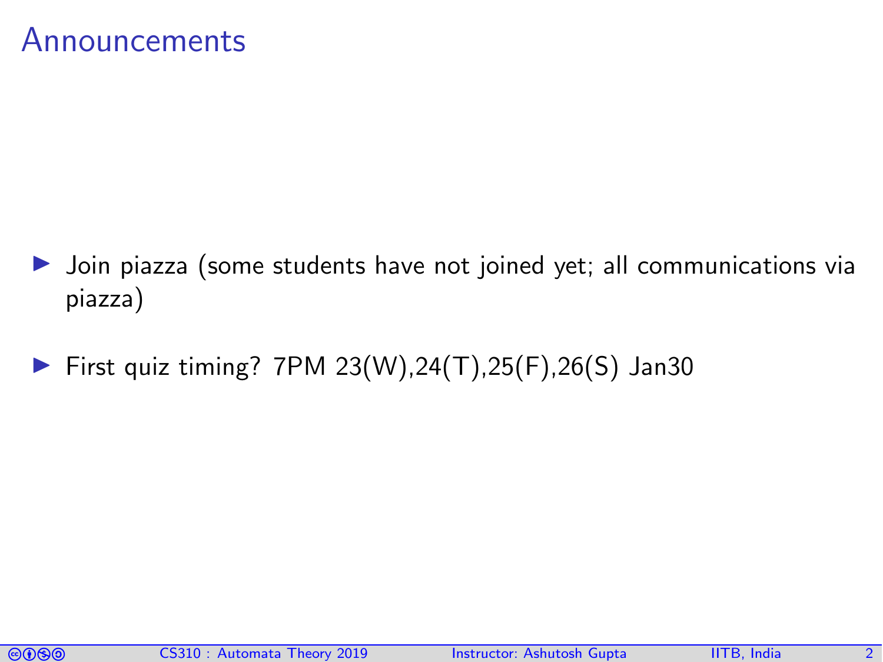# Announcements

- Join piazza (some students have not joined yet; all communications via piazza)
- First quiz timing? 7PM 23(W),24(T),25(F),26(S) Jan30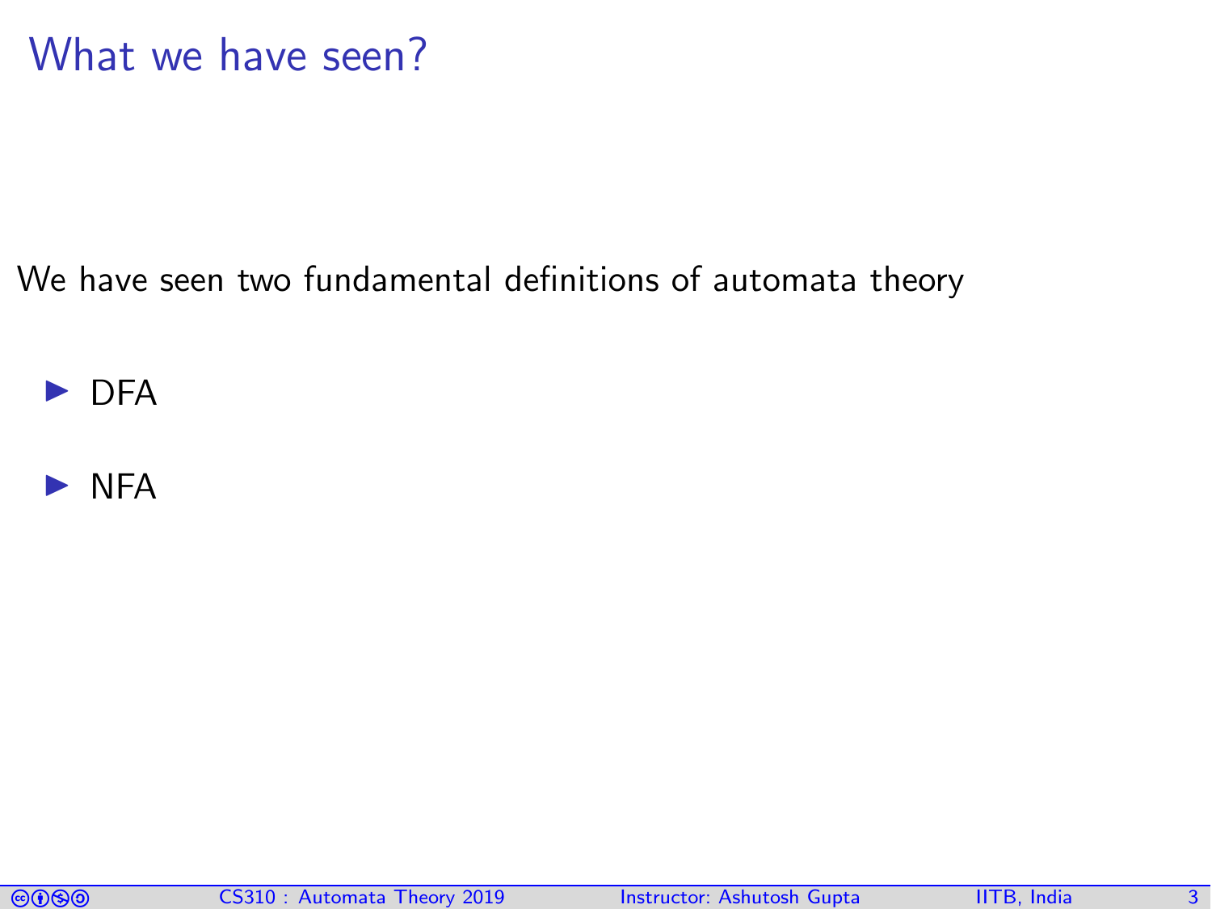# What we have seen?

We have seen two fundamental definitions of automata theory

- DFA
- NFA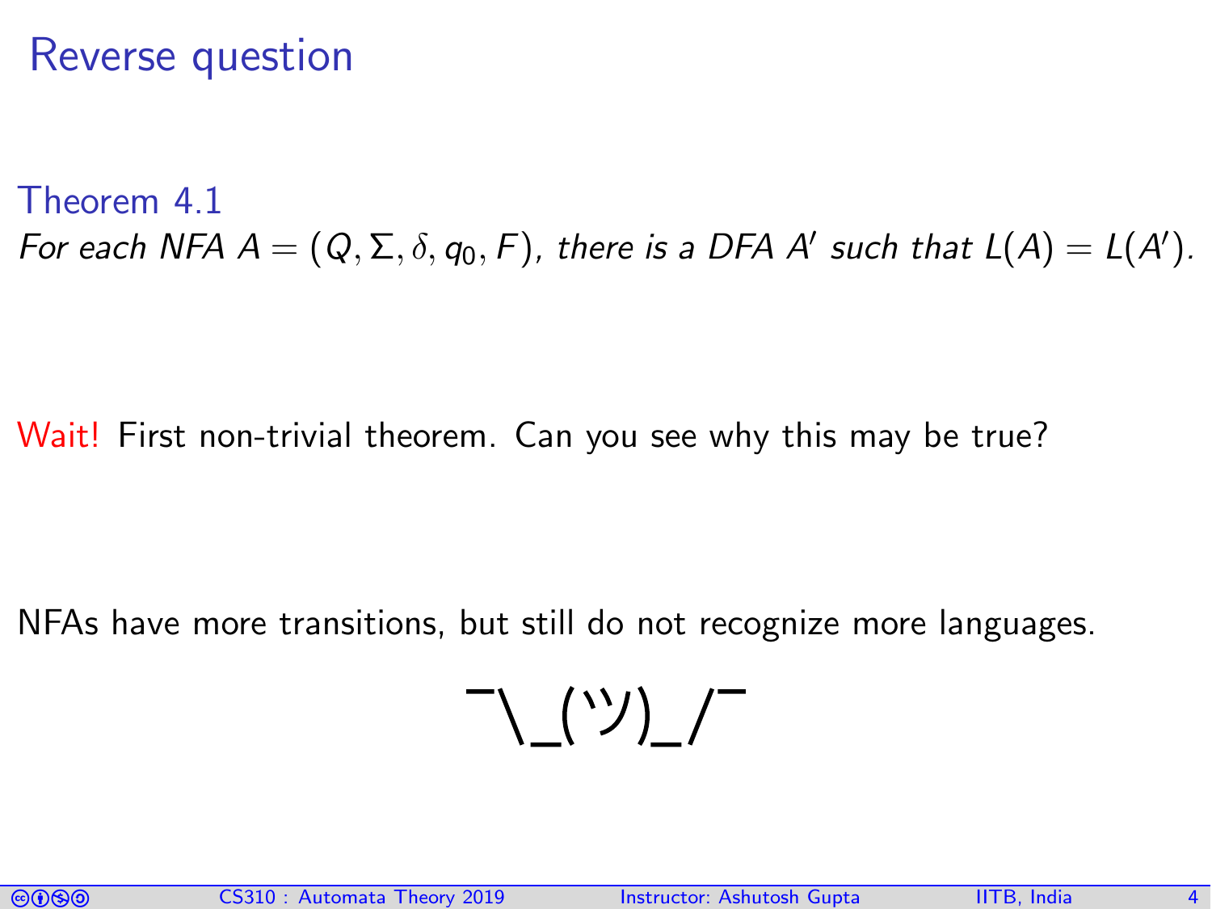# Reverse question

**Theorem 4.1**

*For each NFA $A = (Q, \Sigma, \delta, q_0, F)$, there is a DFA $A'$ such that $L(A) = L(A')$.*

Wait! First non-trivial theorem. Can you see why this may be true?

NFAs have more transitions, but still do not recognize more languages.

¯\_(ツ)_/¯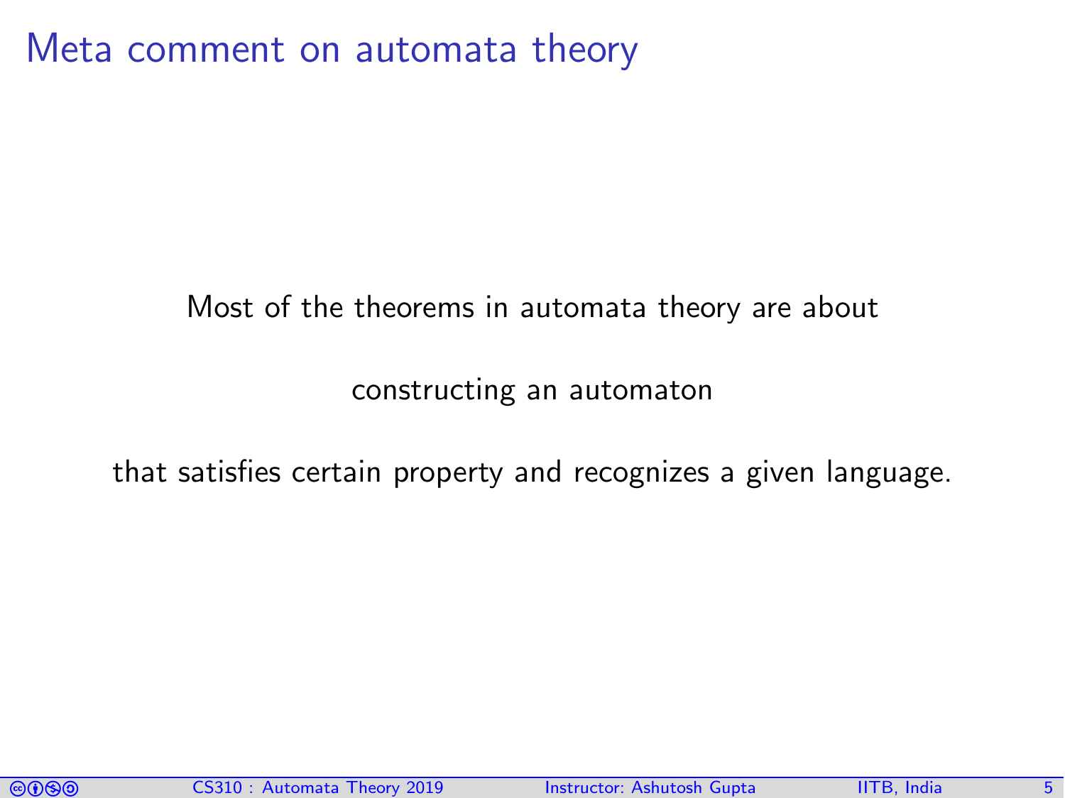# Meta comment on automata theory

Most of the theorems in automata theory are about

constructing an automaton

that satisfies certain property and recognizes a given language.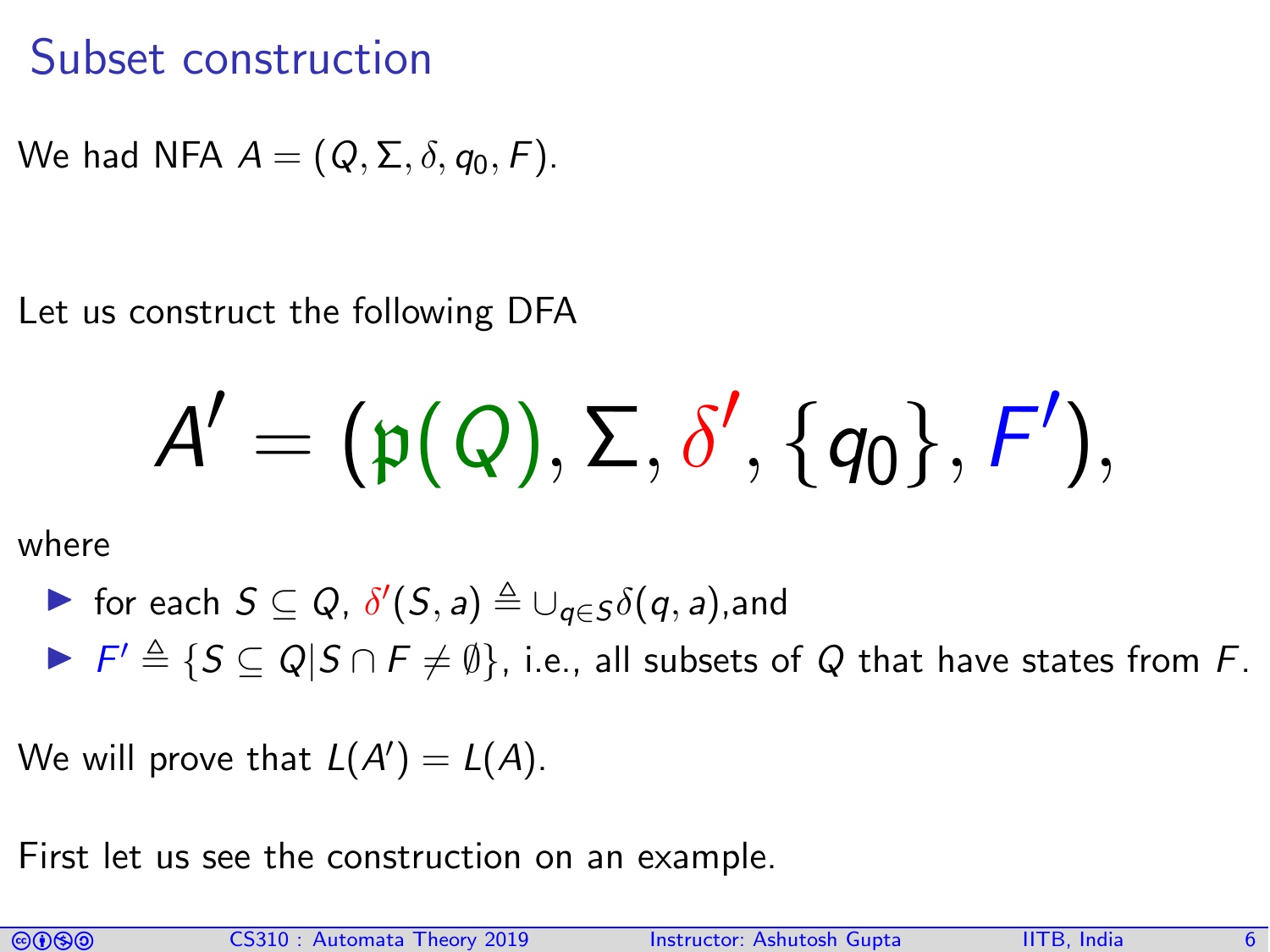# Subset construction

We had NFA $A = (Q, \Sigma, \delta, q_0, F)$.

Let us construct the following DFA

$$A' = (\mathfrak{p}(Q), \Sigma, \delta', \{q_0\}, F'),$$

where

- for each $S \subseteq Q$, $\delta'(S, a) \triangleq \cup_{q \in S} \delta(q, a)$,and
- $F' \triangleq \{S \subseteq Q | S \cap F \neq \emptyset\}$, i.e., all subsets of $Q$ that have states from $F$.

We will prove that $L(A') = L(A)$.

First let us see the construction on an example.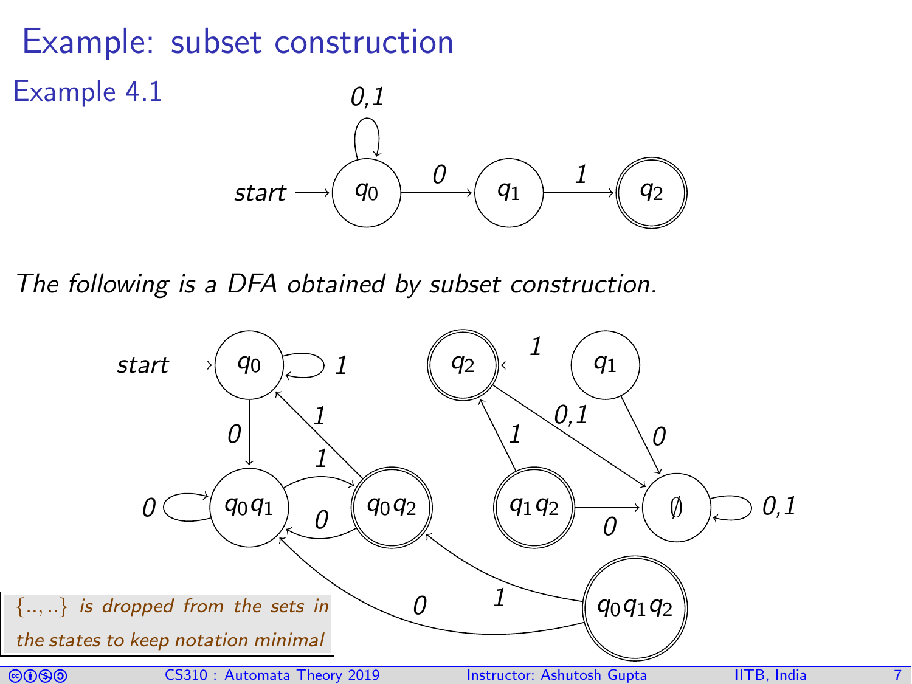# Example: subset construction

## Example 4.1

*The following is a DFA obtained by subset construction.*

$\{..,..\}$ *is dropped from the sets in the states to keep notation minimal*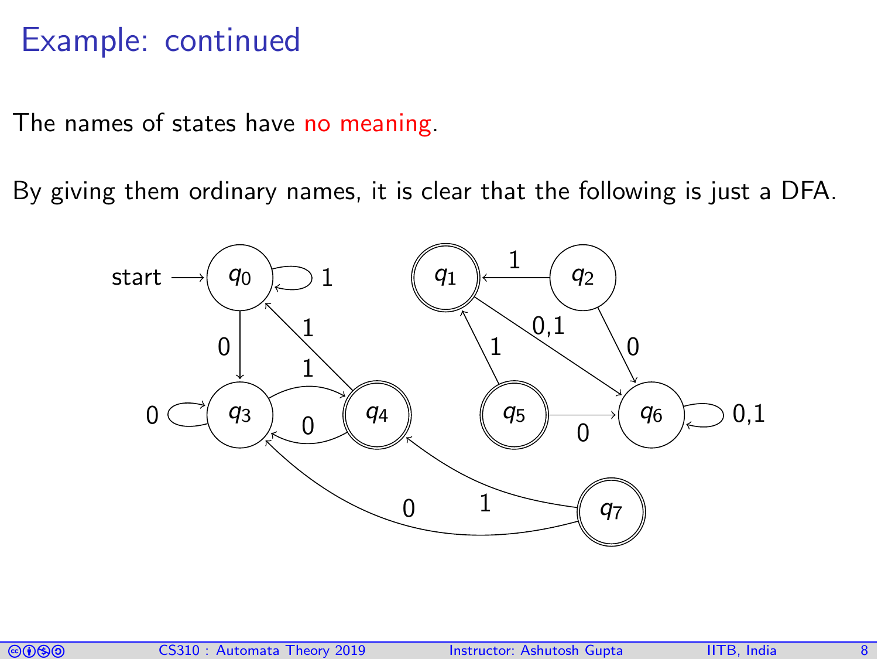# Example: continued

The names of states have no meaning.

By giving them ordinary names, it is clear that the following is just a DFA.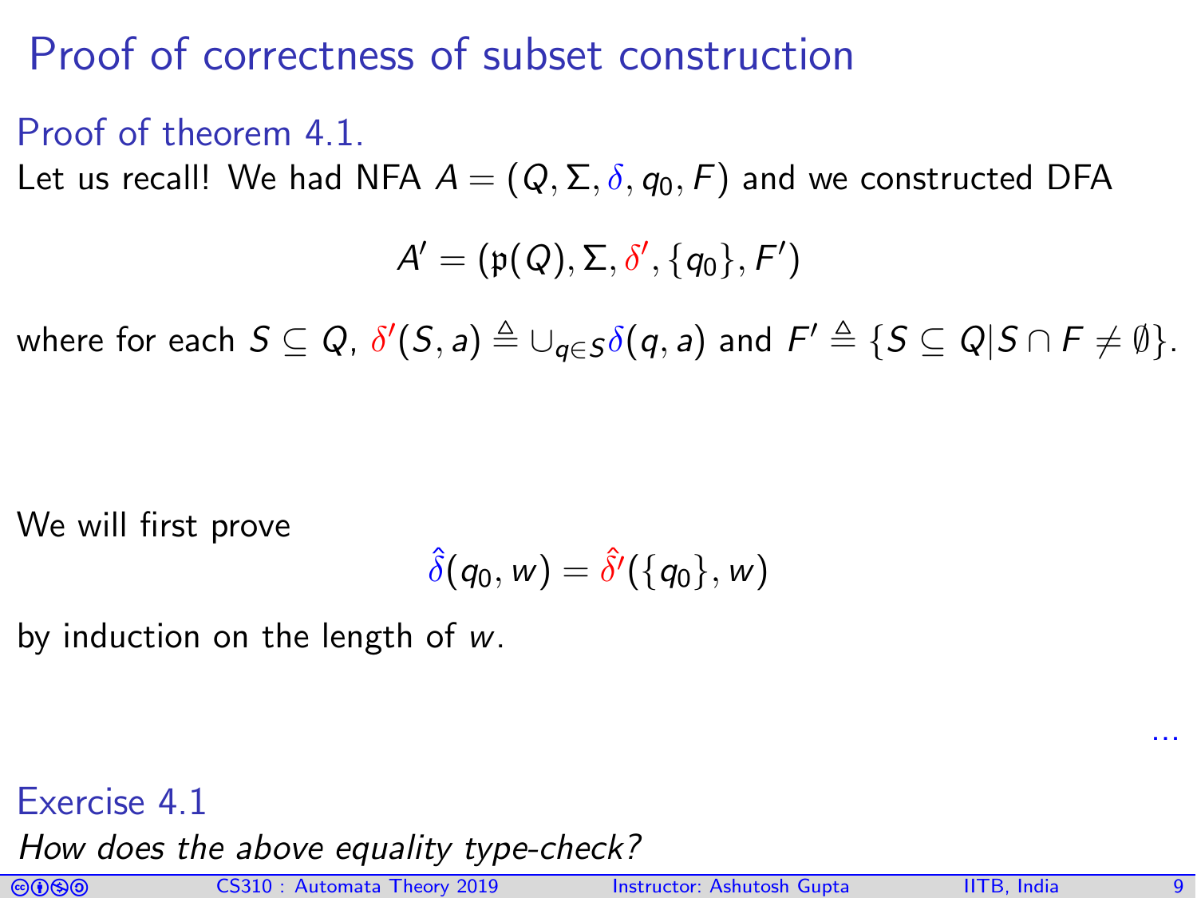# Proof of correctness of subset construction

## Proof of theorem 4.1.

Let us recall! We had NFA $A = (Q, \Sigma, \delta, q_0, F)$ and we constructed DFA

$$A' = (\mathfrak{p}(Q), \Sigma, \delta', \{q_0\}, F')$$

where for each $S \subseteq Q$, $\delta'(S, a) \triangleq \cup_{q \in S} \delta(q, a)$ and $F' \triangleq \{S \subseteq Q | S \cap F \neq \emptyset\}$.

We will first prove

$$\hat{\delta}(q_0, w) = \hat{\delta'}(\{q_0\}, w)$$

by induction on the length of $w$.

...

### Exercise 4.1

*How does the above equality type-check?*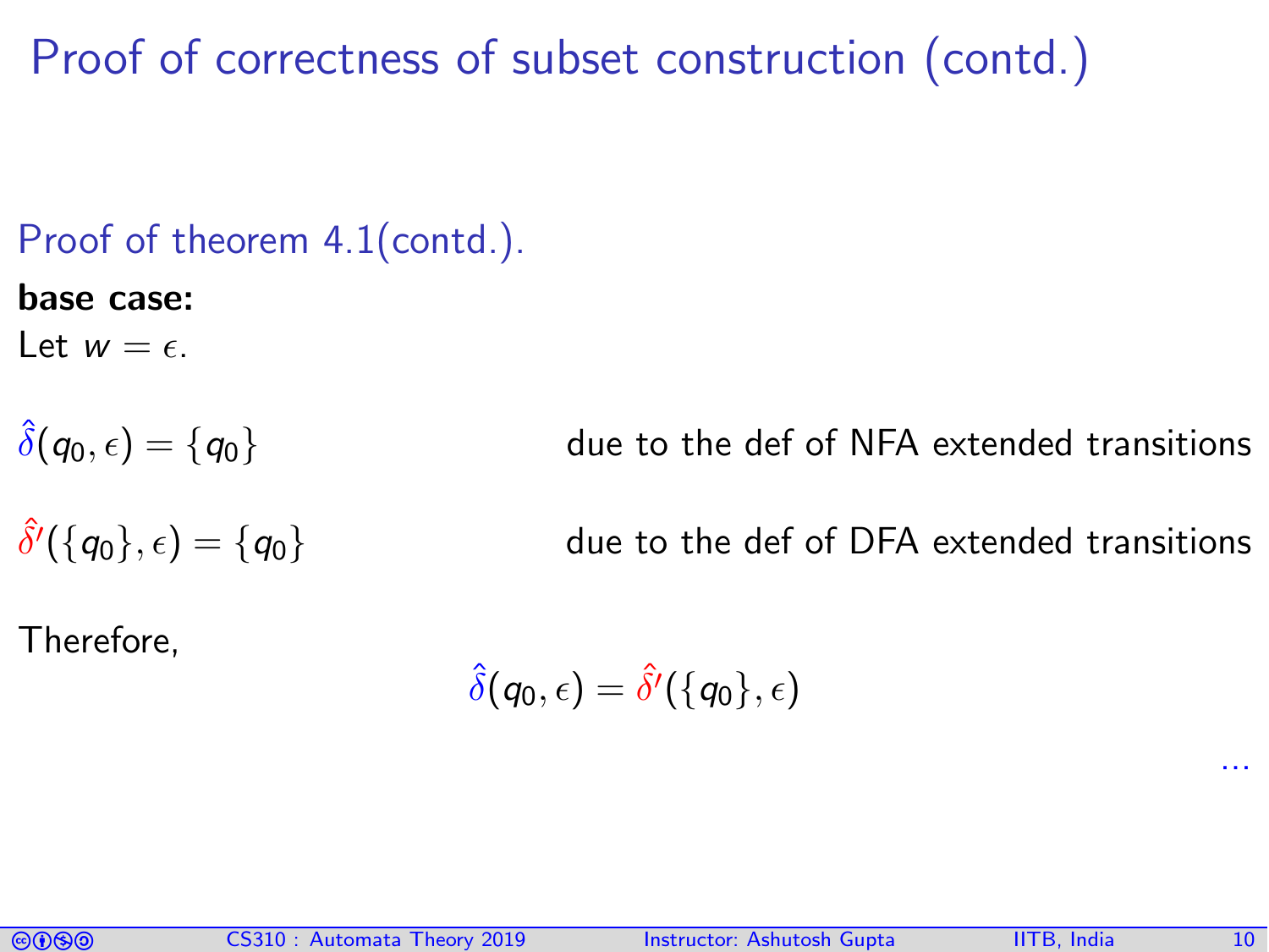# Proof of correctness of subset construction (contd.)

## Proof of theorem 4.1(contd.).

**base case:**

Let $w = \epsilon$.

$\hat{\delta}(q_0, \epsilon) = \{q_0\}$ due to the def of NFA extended transitions

$\hat{\delta'}(\{q_0\}, \epsilon) = \{q_0\}$ due to the def of DFA extended transitions

Therefore,

$$\hat{\delta}(q_0, \epsilon) = \hat{\delta'}(\{q_0\}, \epsilon)$$

...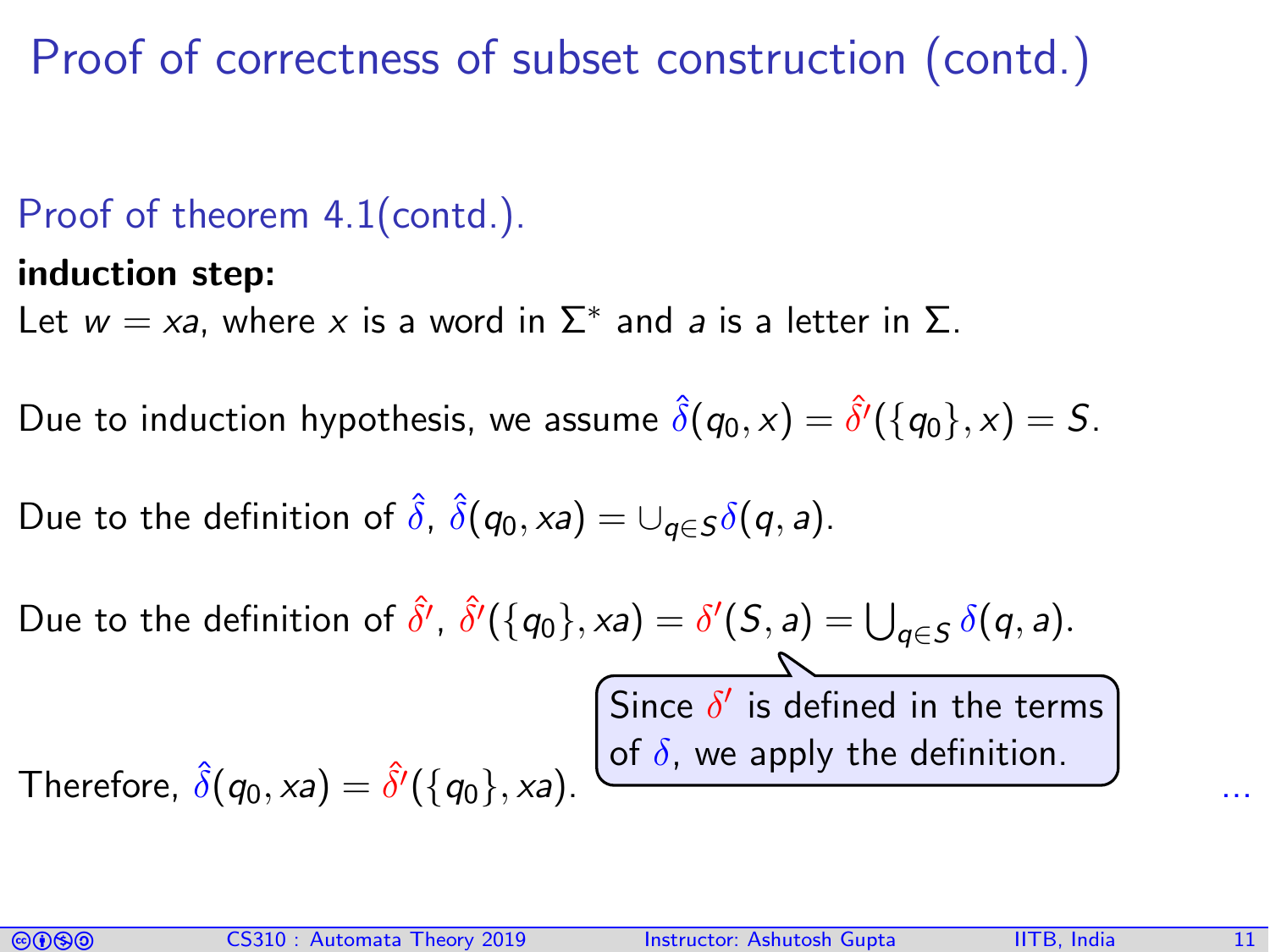# Proof of correctness of subset construction (contd.)

Proof of theorem 4.1(contd.).

**induction step:**

Let $w = xa$, where $x$ is a word in $\Sigma^*$ and $a$ is a letter in $\Sigma$.

Due to induction hypothesis, we assume $\hat{\delta}(q_0, x) = \hat{\delta}'(\{q_0\}, x) = S$.

Due to the definition of $\hat{\delta}$, $\hat{\delta}(q_0, xa) = \cup_{q \in S} \delta(q, a)$.

Due to the definition of $\hat{\delta}'$, $\hat{\delta}'(\{q_0\}, xa) = \delta'(S, a) = \bigcup_{q \in S} \delta(q, a)$.

Since $\delta'$ is defined in the terms of $\delta$, we apply the definition.

Therefore, $\hat{\delta}(q_0, xa) = \hat{\delta}'(\{q_0\}, xa)$. ...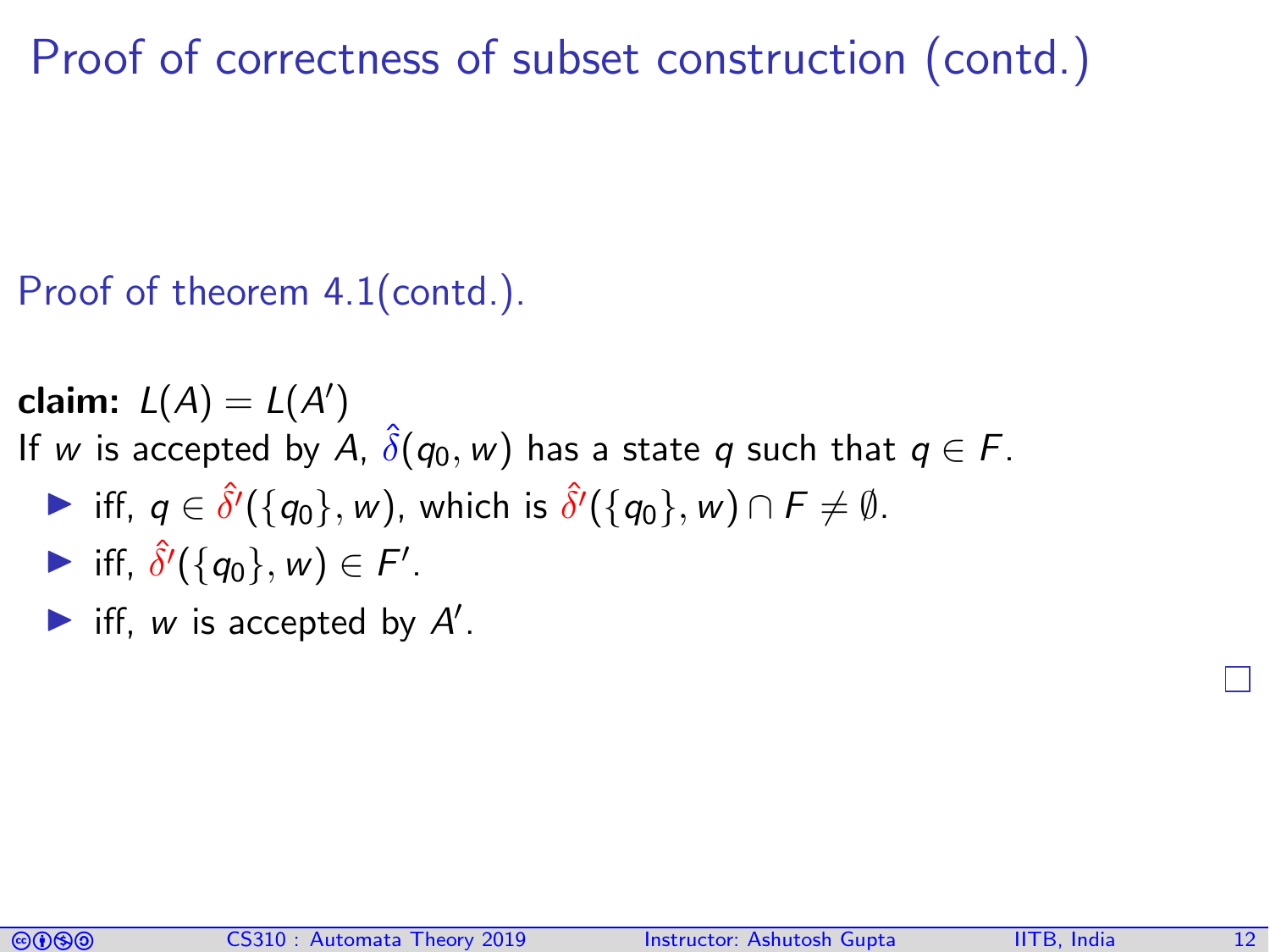# Proof of correctness of subset construction (contd.)

Proof of theorem 4.1(contd.).

**claim:** $L(A) = L(A')$

If $w$ is accepted by $A$, $\hat{\delta}(q_0, w)$ has a state $q$ such that $q \in F$.

- iff, $q \in \hat{\delta'}(\{q_0\}, w)$, which is $\hat{\delta'}(\{q_0\}, w) \cap F \neq \emptyset$.
- iff, $\hat{\delta'}(\{q_0\}, w) \in F'$.
- iff, $w$ is accepted by $A'$.

□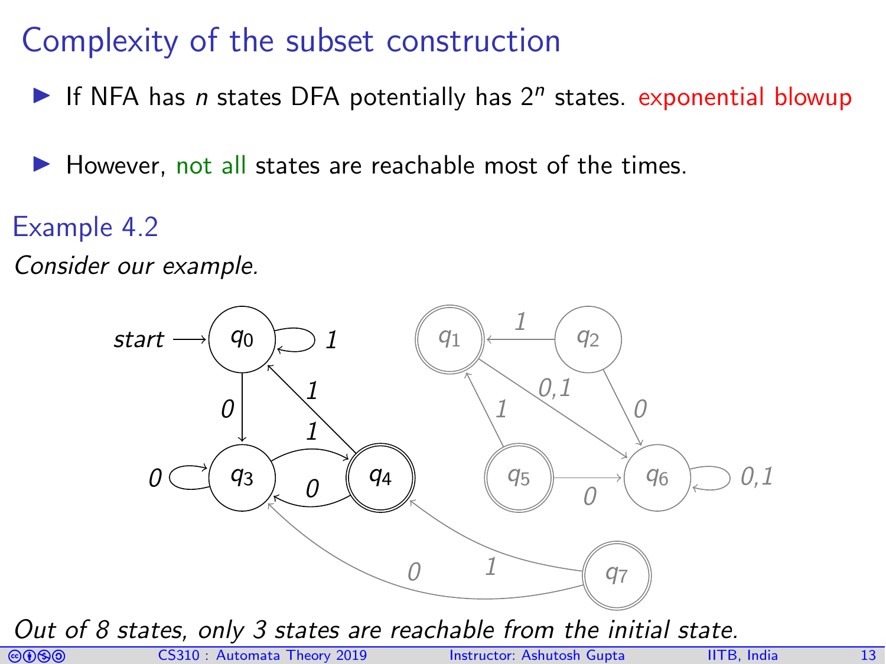# Complexity of the subset construction

- If NFA has $n$ states DFA potentially has $2^n$ states. exponential blowup
- However, not all states are reachable most of the times.

## Example 4.2

*Consider our example.*

*Out of 8 states, only 3 states are reachable from the initial state.*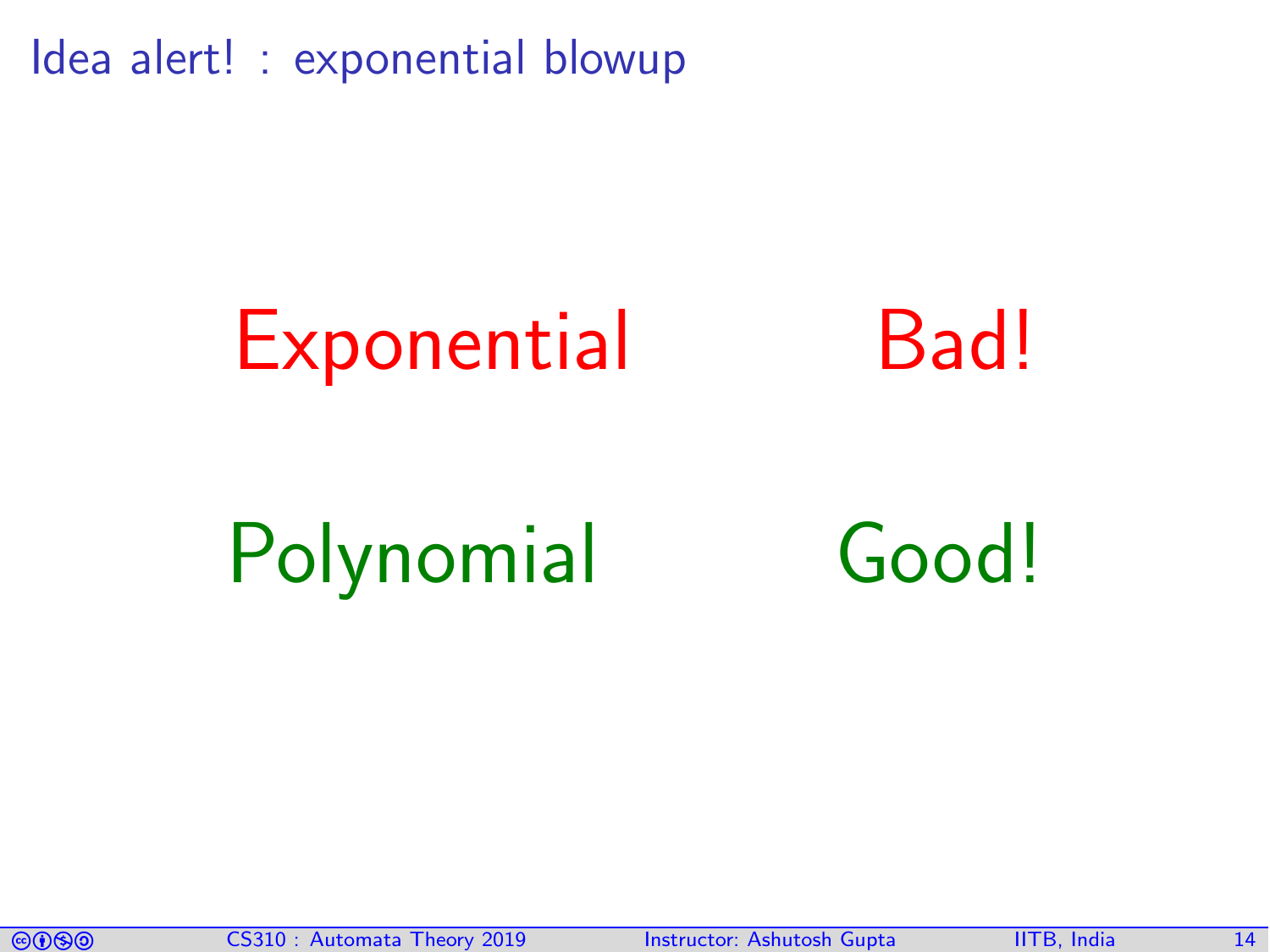# Idea alert! : exponential blowup

| | |
|---|---|
| Exponential | Bad! |
| Polynomial | Good! |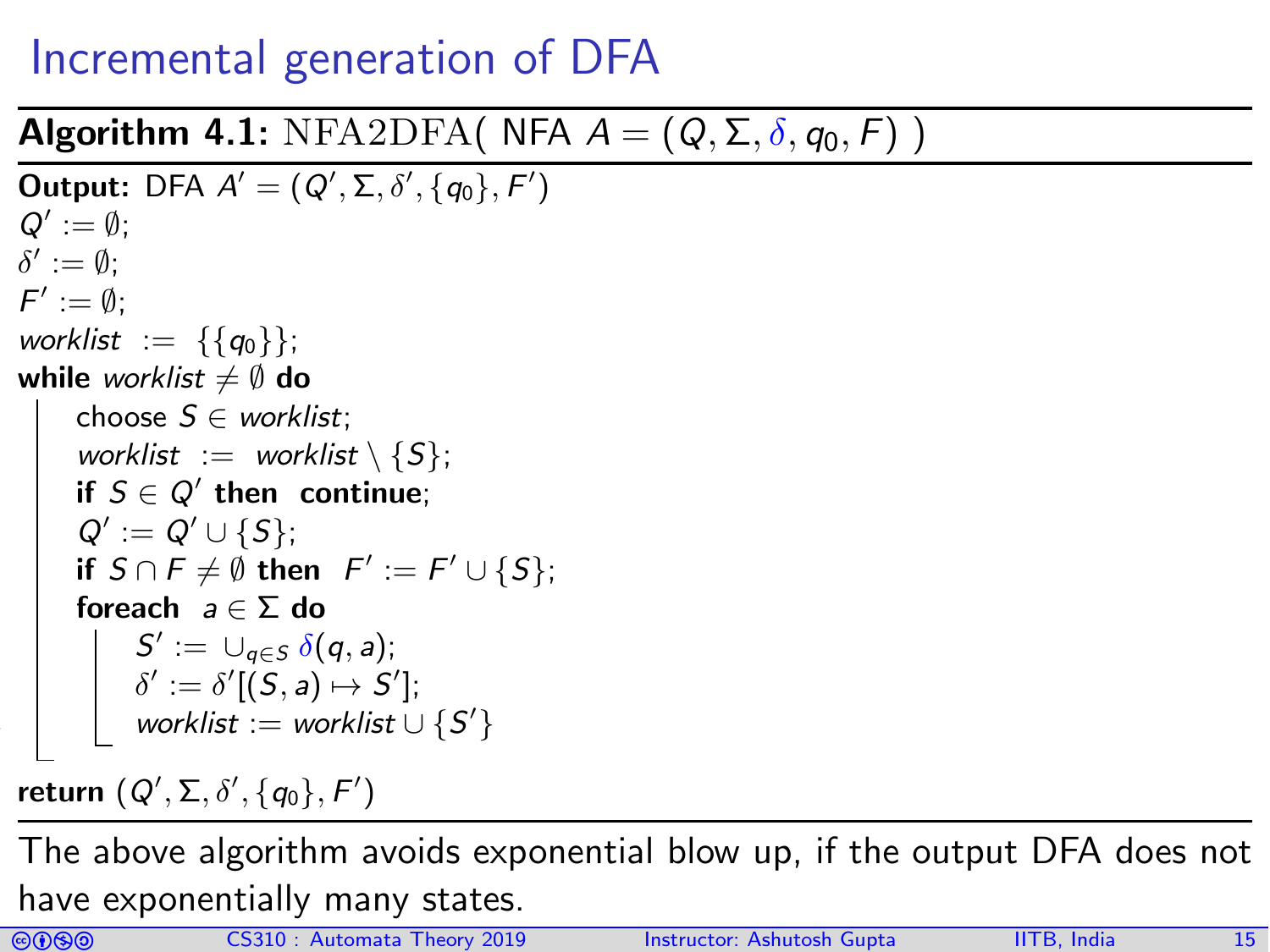# Incremental generation of DFA

**Algorithm 4.1:** $\text{NFA2DFA}($ NFA $A = (Q, \Sigma, \delta, q_0, F)$ $)$

**Output:** DFA $A' = (Q', \Sigma, \delta', \{q_0\}, F')$

$Q' := \emptyset$;
$\delta' := \emptyset$;
$F' := \emptyset$;
*worklist* $:= \{\{q_0\}\}$;
**while** *worklist* $\neq \emptyset$ **do**
  choose $S \in$ *worklist*;
  *worklist* $:=$ *worklist* $\setminus \{S\}$;
  **if** $S \in Q'$ **then continue**;
  $Q' := Q' \cup \{S\}$;
  **if** $S \cap F \neq \emptyset$ **then** $F' := F' \cup \{S\}$;
  **foreach** $a \in \Sigma$ **do**
    $S' := \cup_{q \in S} \delta(q, a)$;
    $\delta' := \delta'[(S, a) \mapsto S']$;
    *worklist* $:=$ *worklist* $\cup \{S'\}$

**return** $(Q', \Sigma, \delta', \{q_0\}, F')$

The above algorithm avoids exponential blow up, if the output DFA does not have exponentially many states.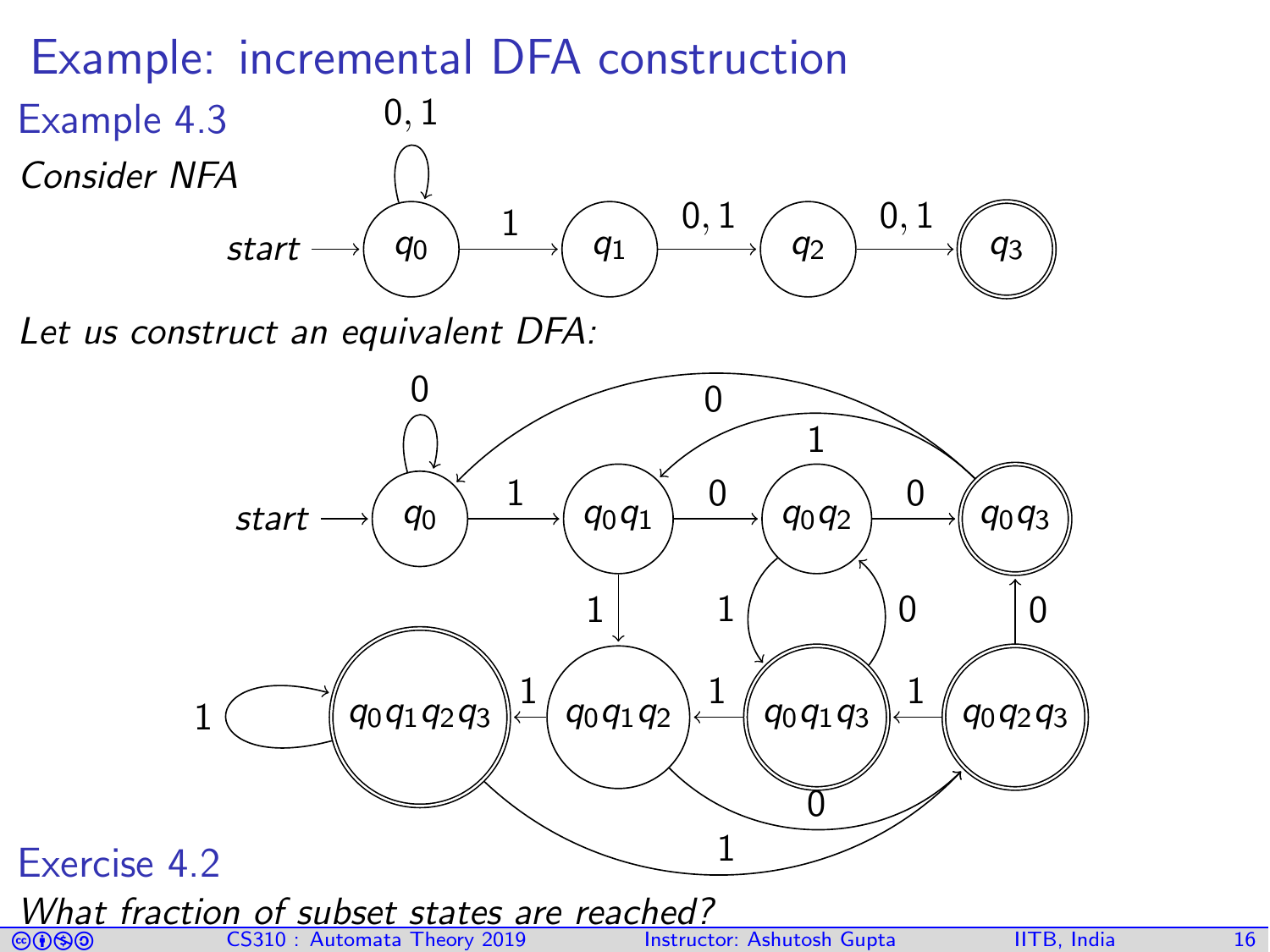# Example: incremental DFA construction

**Example 4.3**

*Consider NFA*

*Let us construct an equivalent DFA:*

**Exercise 4.2**

*What fraction of subset states are reached?*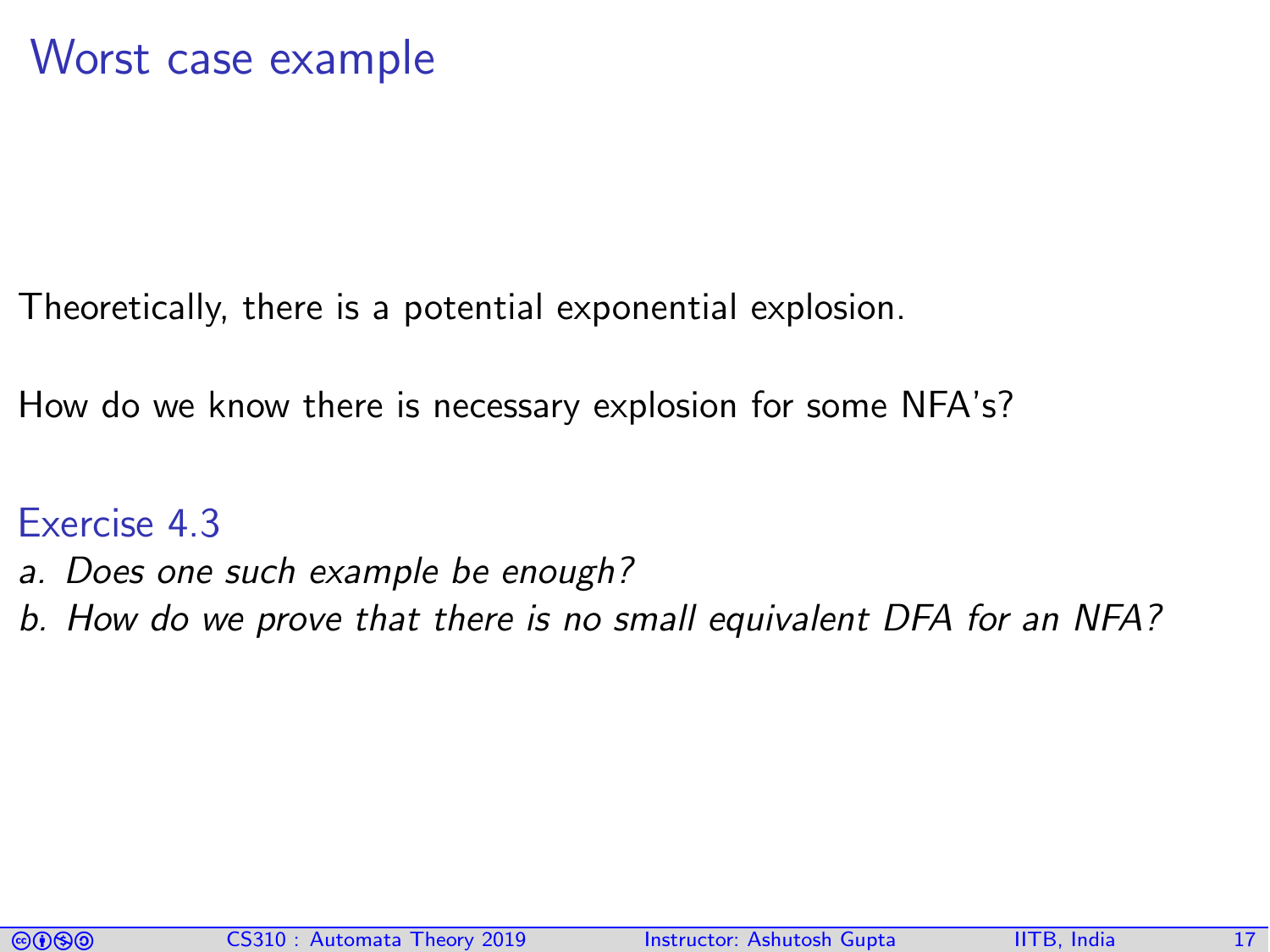# Worst case example

Theoretically, there is a potential exponential explosion.

How do we know there is necessary explosion for some NFA's?

### Exercise 4.3

*a. Does one such example be enough?*

*b. How do we prove that there is no small equivalent DFA for an NFA?*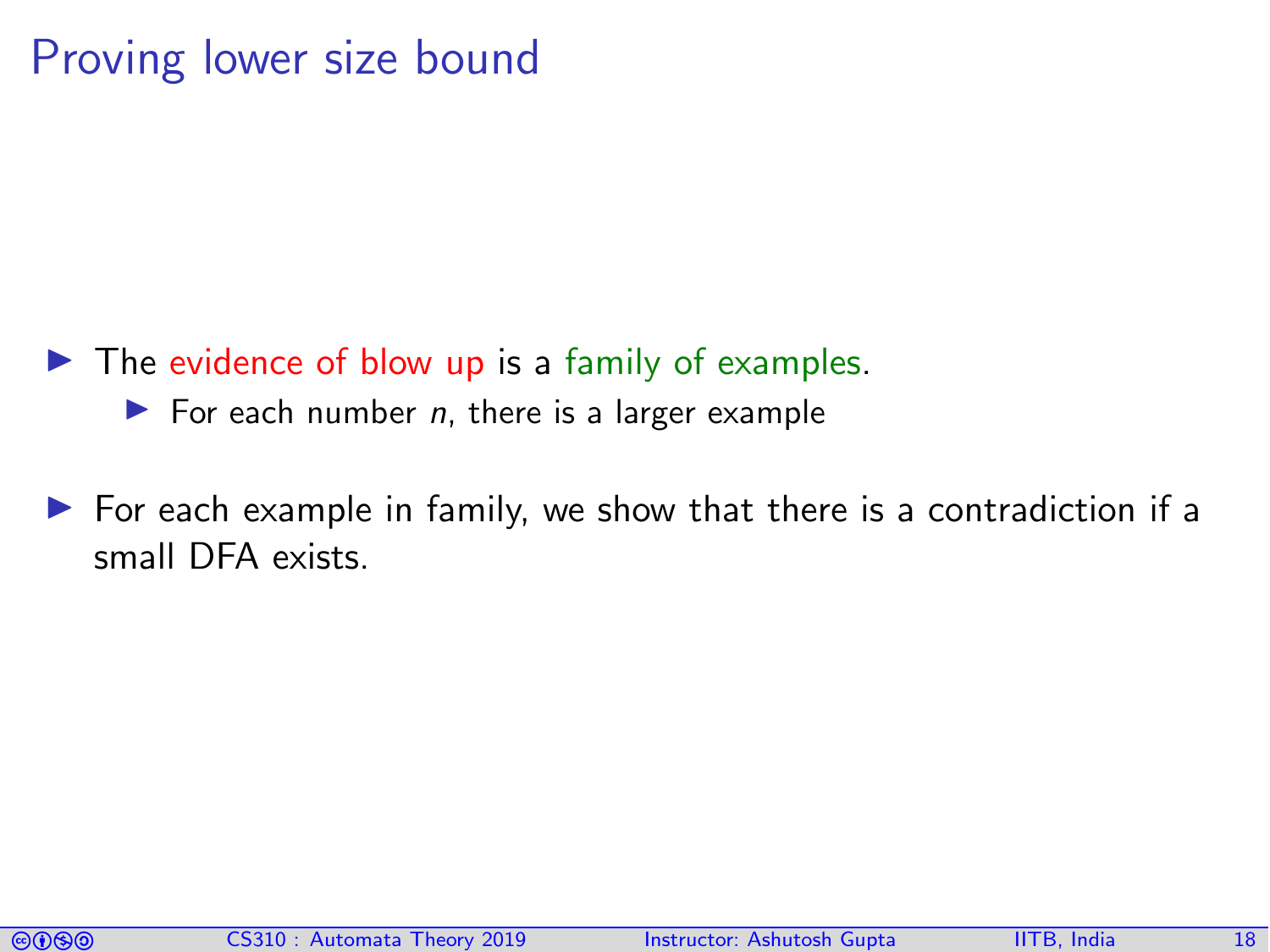# Proving lower size bound

- The evidence of blow up is a family of examples.
  - For each number $n$, there is a larger example
- For each example in family, we show that there is a contradiction if a small DFA exists.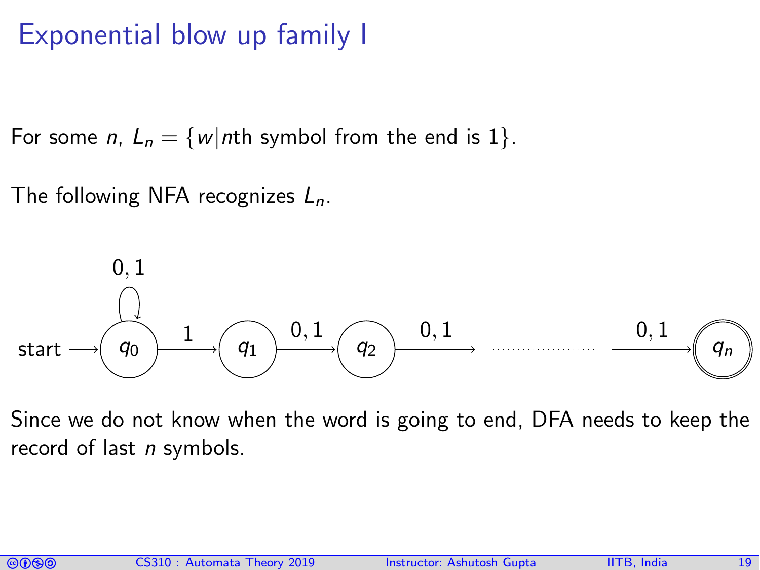# Exponential blow up family I

For some $n$, $L_n = \{w | n\text{th symbol from the end is } 1\}$.

The following NFA recognizes $L_n$.

Since we do not know when the word is going to end, DFA needs to keep the record of last $n$ symbols.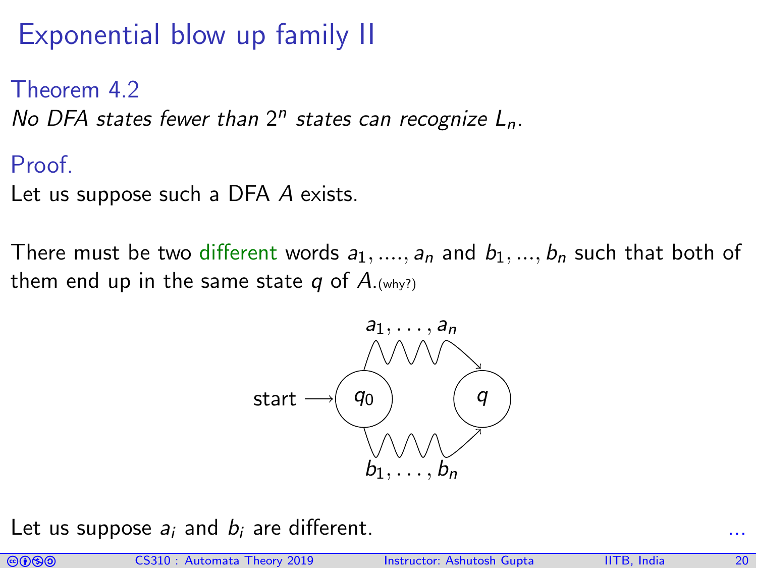# Exponential blow up family II

### Theorem 4.2

*No DFA states fewer than $2^n$ states can recognize $L_n$.*

### Proof.

Let us suppose such a DFA $A$ exists.

There must be two different words $a_1, ...., a_n$ and $b_1, ..., b_n$ such that both of them end up in the same state $q$ of $A$.(why?)

Let us suppose $a_i$ and $b_i$ are different. ...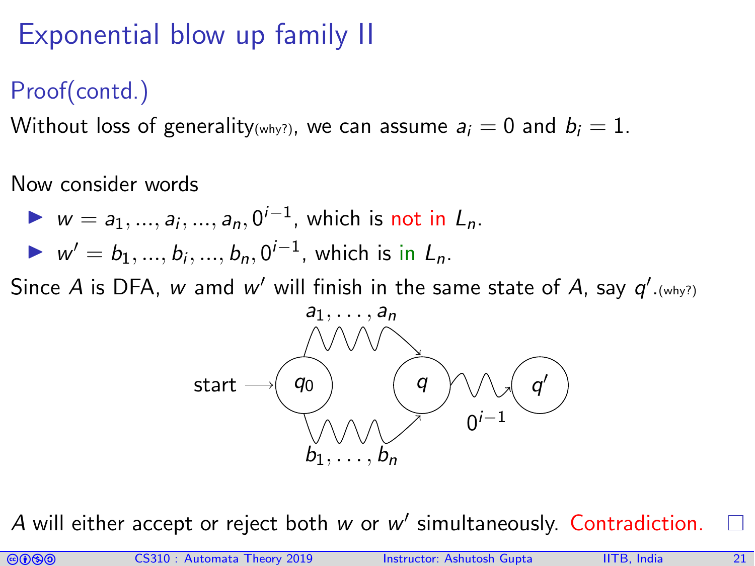# Exponential blow up family II

## Proof(contd.)

Without loss of generality(why?), we can assume $a_i = 0$ and $b_i = 1$.

Now consider words

- $w = a_1, ..., a_i, ..., a_n, 0^{i-1}$, which is not in $L_n$.
- $w' = b_1, ..., b_i, ..., b_n, 0^{i-1}$, which is in $L_n$.

Since $A$ is DFA, $w$ amd $w'$ will finish in the same state of $A$, say $q'$.(why?)

start → $q_0$ —($a_1, \ldots, a_n$)→ $q$; $q_0$ —($b_1, \ldots, b_n$)→ $q$; $q$ —($0^{i-1}$)→ $q'$

$A$ will either accept or reject both $w$ or $w'$ simultaneously. Contradiction. □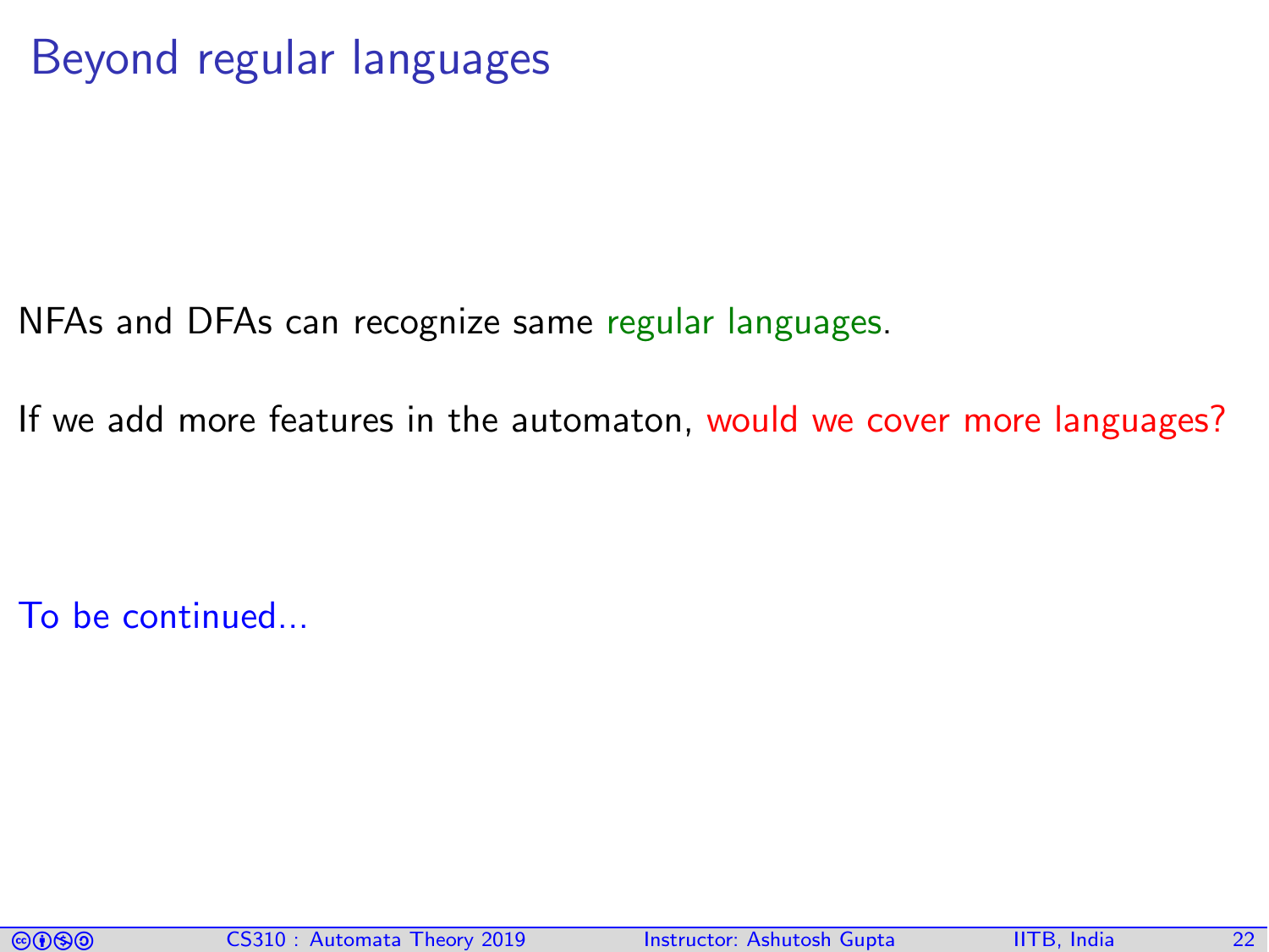# Beyond regular languages

NFAs and DFAs can recognize same regular languages.

If we add more features in the automaton, would we cover more languages?

To be continued...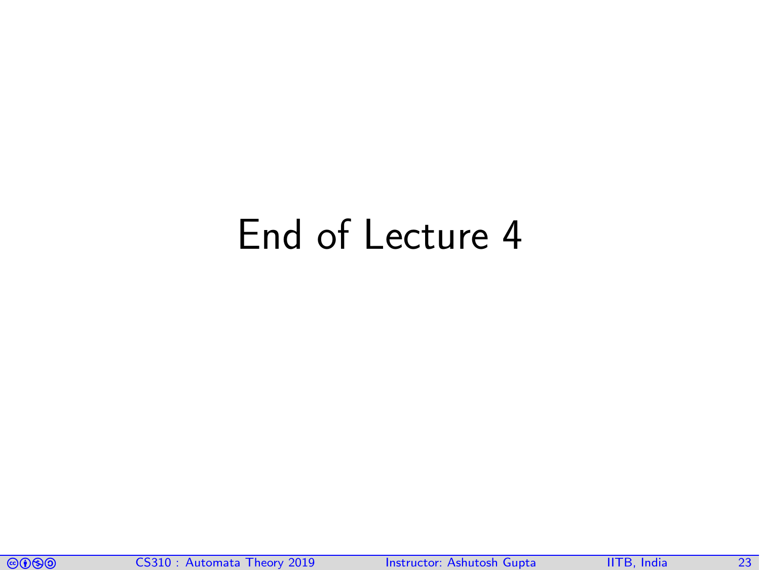# End of Lecture 4